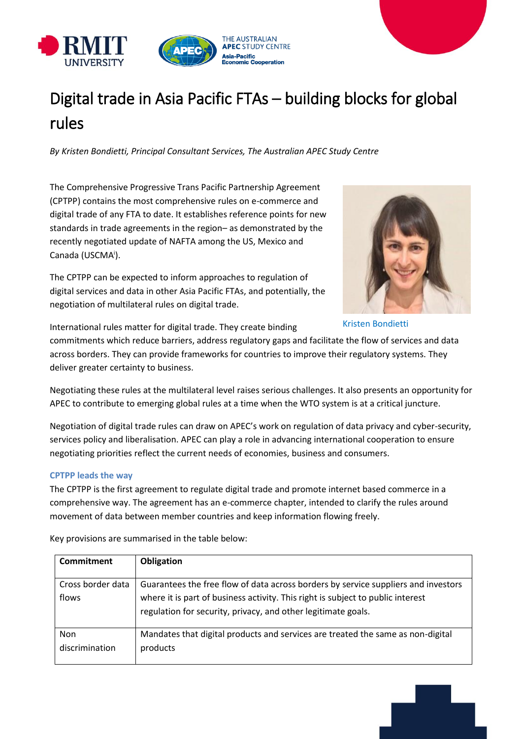# Digital trade in Asia Pacific FTAs – building blocks for global rules

*By Kristen Bondietti, Principal Consultant Services, The Australian APEC Study Centre*

The Comprehensive Progressive Trans Pacific Partnership Agreement (CPTPP) contains the most comprehensive rules on e-commerce and digital trade of any FTA to date. It establishes reference points for new standards in trade agreements in the region– as demonstrated by the recently negotiated update of NAFTA among the US, Mexico and Canada (USCMA[i]).

The CPTPP can be expected to inform approaches to regulation of digital services and data in other Asia Pacific FTAs, and potentially, the negotiation of multilateral rules on digital trade.

Kristen Bondietti

International rules matter for digital trade. They create binding commitments which reduce barriers, address regulatory gaps and facilitate the flow of services and data across borders. They can provide frameworks for countries to improve their regulatory systems. They deliver greater certainty to business.

Negotiating these rules at the multilateral level raises serious challenges. It also presents an opportunity for APEC to contribute to emerging global rules at a time when the WTO system is at a critical juncture.

Negotiation of digital trade rules can draw on APEC's work on regulation of data privacy and cyber-security, services policy and liberalisation. APEC can play a role in advancing international cooperation to ensure negotiating priorities reflect the current needs of economies, business and consumers.

## CPTPP leads the way

The CPTPP is the first agreement to regulate digital trade and promote internet based commerce in a comprehensive way. The agreement has an e-commerce chapter, intended to clarify the rules around movement of data between member countries and keep information flowing freely.

Key provisions are summarised in the table below:

| Commitment | Obligation |
|---|---|
| Cross border data flows | Guarantees the free flow of data across borders by service suppliers and investors where it is part of business activity. This right is subject to public interest regulation for security, privacy, and other legitimate goals. |
| Non discrimination | Mandates that digital products and services are treated the same as non-digital products |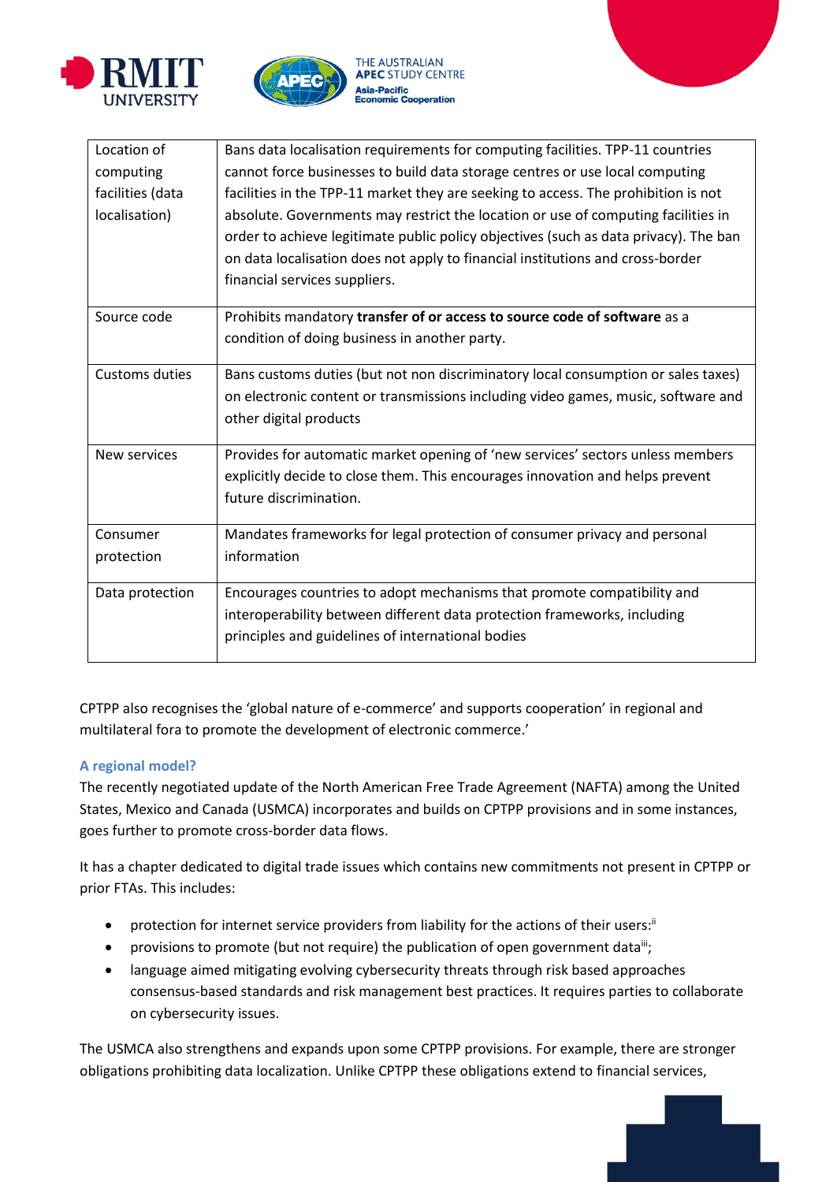| Location of computing facilities (data localisation) | Bans data localisation requirements for computing facilities. TPP-11 countries cannot force businesses to build data storage centres or use local computing facilities in the TPP-11 market they are seeking to access. The prohibition is not absolute. Governments may restrict the location or use of computing facilities in order to achieve legitimate public policy objectives (such as data privacy). The ban on data localisation does not apply to financial institutions and cross-border financial services suppliers. |
|---|---|
| Source code | Prohibits mandatory **transfer of or access to source code of software** as a condition of doing business in another party. |
| Customs duties | Bans customs duties (but not non discriminatory local consumption or sales taxes) on electronic content or transmissions including video games, music, software and other digital products |
| New services | Provides for automatic market opening of 'new services' sectors unless members explicitly decide to close them. This encourages innovation and helps prevent future discrimination. |
| Consumer protection | Mandates frameworks for legal protection of consumer privacy and personal information |
| Data protection | Encourages countries to adopt mechanisms that promote compatibility and interoperability between different data protection frameworks, including principles and guidelines of international bodies |

CPTPP also recognises the 'global nature of e-commerce' and supports cooperation' in regional and multilateral fora to promote the development of electronic commerce.'

### A regional model?

The recently negotiated update of the North American Free Trade Agreement (NAFTA) among the United States, Mexico and Canada (USMCA) incorporates and builds on CPTPP provisions and in some instances, goes further to promote cross-border data flows.

It has a chapter dedicated to digital trade issues which contains new commitments not present in CPTPP or prior FTAs. This includes:

- protection for internet service providers from liability for the actions of their users:[ii]
- provisions to promote (but not require) the publication of open government data[iii];
- language aimed mitigating evolving cybersecurity threats through risk based approaches consensus-based standards and risk management best practices. It requires parties to collaborate on cybersecurity issues.

The USMCA also strengthens and expands upon some CPTPP provisions. For example, there are stronger obligations prohibiting data localization. Unlike CPTPP these obligations extend to financial services,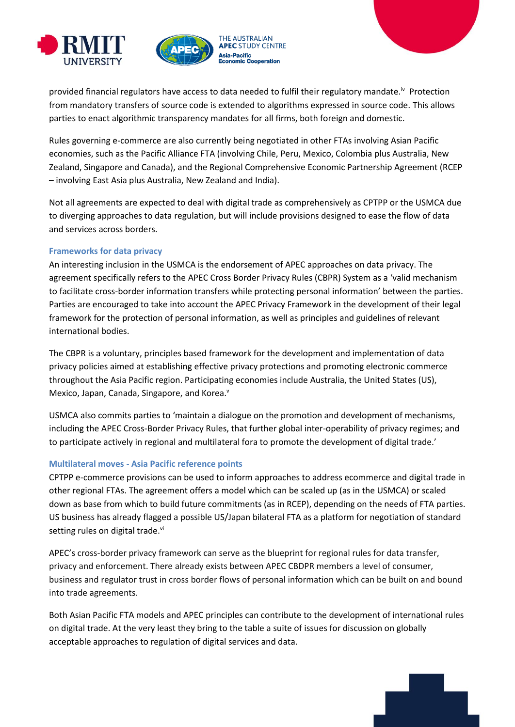provided financial regulators have access to data needed to fulfil their regulatory mandate.[iv] Protection from mandatory transfers of source code is extended to algorithms expressed in source code. This allows parties to enact algorithmic transparency mandates for all firms, both foreign and domestic.

Rules governing e-commerce are also currently being negotiated in other FTAs involving Asian Pacific economies, such as the Pacific Alliance FTA (involving Chile, Peru, Mexico, Colombia plus Australia, New Zealand, Singapore and Canada), and the Regional Comprehensive Economic Partnership Agreement (RCEP – involving East Asia plus Australia, New Zealand and India).

Not all agreements are expected to deal with digital trade as comprehensively as CPTPP or the USMCA due to diverging approaches to data regulation, but will include provisions designed to ease the flow of data and services across borders.

### Frameworks for data privacy

An interesting inclusion in the USMCA is the endorsement of APEC approaches on data privacy. The agreement specifically refers to the APEC Cross Border Privacy Rules (CBPR) System as a 'valid mechanism to facilitate cross-border information transfers while protecting personal information' between the parties. Parties are encouraged to take into account the APEC Privacy Framework in the development of their legal framework for the protection of personal information, as well as principles and guidelines of relevant international bodies.

The CBPR is a voluntary, principles based framework for the development and implementation of data privacy policies aimed at establishing effective privacy protections and promoting electronic commerce throughout the Asia Pacific region. Participating economies include Australia, the United States (US), Mexico, Japan, Canada, Singapore, and Korea.[v]

USMCA also commits parties to 'maintain a dialogue on the promotion and development of mechanisms, including the APEC Cross-Border Privacy Rules, that further global inter-operability of privacy regimes; and to participate actively in regional and multilateral fora to promote the development of digital trade.'

### Multilateral moves - Asia Pacific reference points

CPTPP e-commerce provisions can be used to inform approaches to address ecommerce and digital trade in other regional FTAs. The agreement offers a model which can be scaled up (as in the USMCA) or scaled down as base from which to build future commitments (as in RCEP), depending on the needs of FTA parties. US business has already flagged a possible US/Japan bilateral FTA as a platform for negotiation of standard setting rules on digital trade.[vi]

APEC's cross-border privacy framework can serve as the blueprint for regional rules for data transfer, privacy and enforcement. There already exists between APEC CBDPR members a level of consumer, business and regulator trust in cross border flows of personal information which can be built on and bound into trade agreements.

Both Asian Pacific FTA models and APEC principles can contribute to the development of international rules on digital trade. At the very least they bring to the table a suite of issues for discussion on globally acceptable approaches to regulation of digital services and data.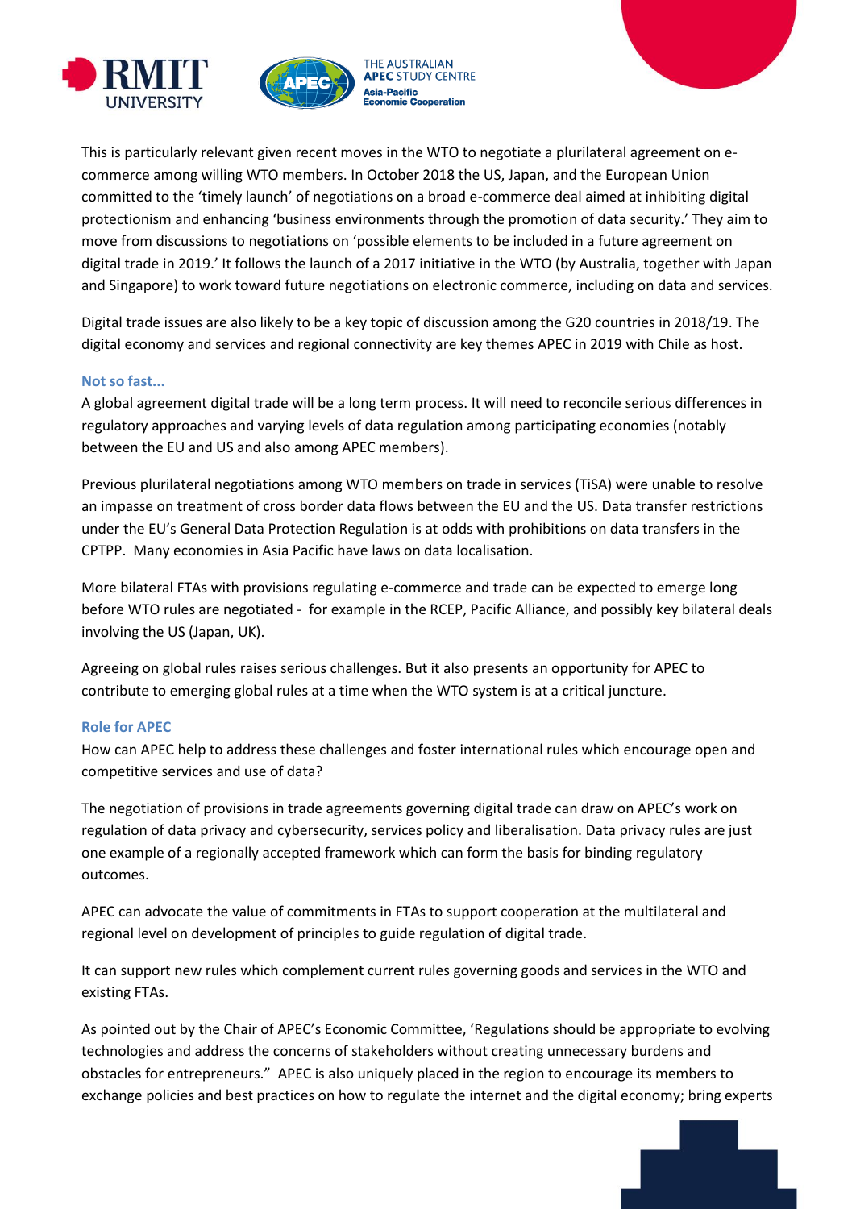This is particularly relevant given recent moves in the WTO to negotiate a plurilateral agreement on e-commerce among willing WTO members. In October 2018 the US, Japan, and the European Union committed to the 'timely launch' of negotiations on a broad e-commerce deal aimed at inhibiting digital protectionism and enhancing 'business environments through the promotion of data security.' They aim to move from discussions to negotiations on 'possible elements to be included in a future agreement on digital trade in 2019.' It follows the launch of a 2017 initiative in the WTO (by Australia, together with Japan and Singapore) to work toward future negotiations on electronic commerce, including on data and services.

Digital trade issues are also likely to be a key topic of discussion among the G20 countries in 2018/19. The digital economy and services and regional connectivity are key themes APEC in 2019 with Chile as host.

### Not so fast...

A global agreement digital trade will be a long term process. It will need to reconcile serious differences in regulatory approaches and varying levels of data regulation among participating economies (notably between the EU and US and also among APEC members).

Previous plurilateral negotiations among WTO members on trade in services (TiSA) were unable to resolve an impasse on treatment of cross border data flows between the EU and the US. Data transfer restrictions under the EU's General Data Protection Regulation is at odds with prohibitions on data transfers in the CPTPP. Many economies in Asia Pacific have laws on data localisation.

More bilateral FTAs with provisions regulating e-commerce and trade can be expected to emerge long before WTO rules are negotiated - for example in the RCEP, Pacific Alliance, and possibly key bilateral deals involving the US (Japan, UK).

Agreeing on global rules raises serious challenges. But it also presents an opportunity for APEC to contribute to emerging global rules at a time when the WTO system is at a critical juncture.

### Role for APEC

How can APEC help to address these challenges and foster international rules which encourage open and competitive services and use of data?

The negotiation of provisions in trade agreements governing digital trade can draw on APEC's work on regulation of data privacy and cybersecurity, services policy and liberalisation. Data privacy rules are just one example of a regionally accepted framework which can form the basis for binding regulatory outcomes.

APEC can advocate the value of commitments in FTAs to support cooperation at the multilateral and regional level on development of principles to guide regulation of digital trade.

It can support new rules which complement current rules governing goods and services in the WTO and existing FTAs.

As pointed out by the Chair of APEC's Economic Committee, 'Regulations should be appropriate to evolving technologies and address the concerns of stakeholders without creating unnecessary burdens and obstacles for entrepreneurs." APEC is also uniquely placed in the region to encourage its members to exchange policies and best practices on how to regulate the internet and the digital economy; bring experts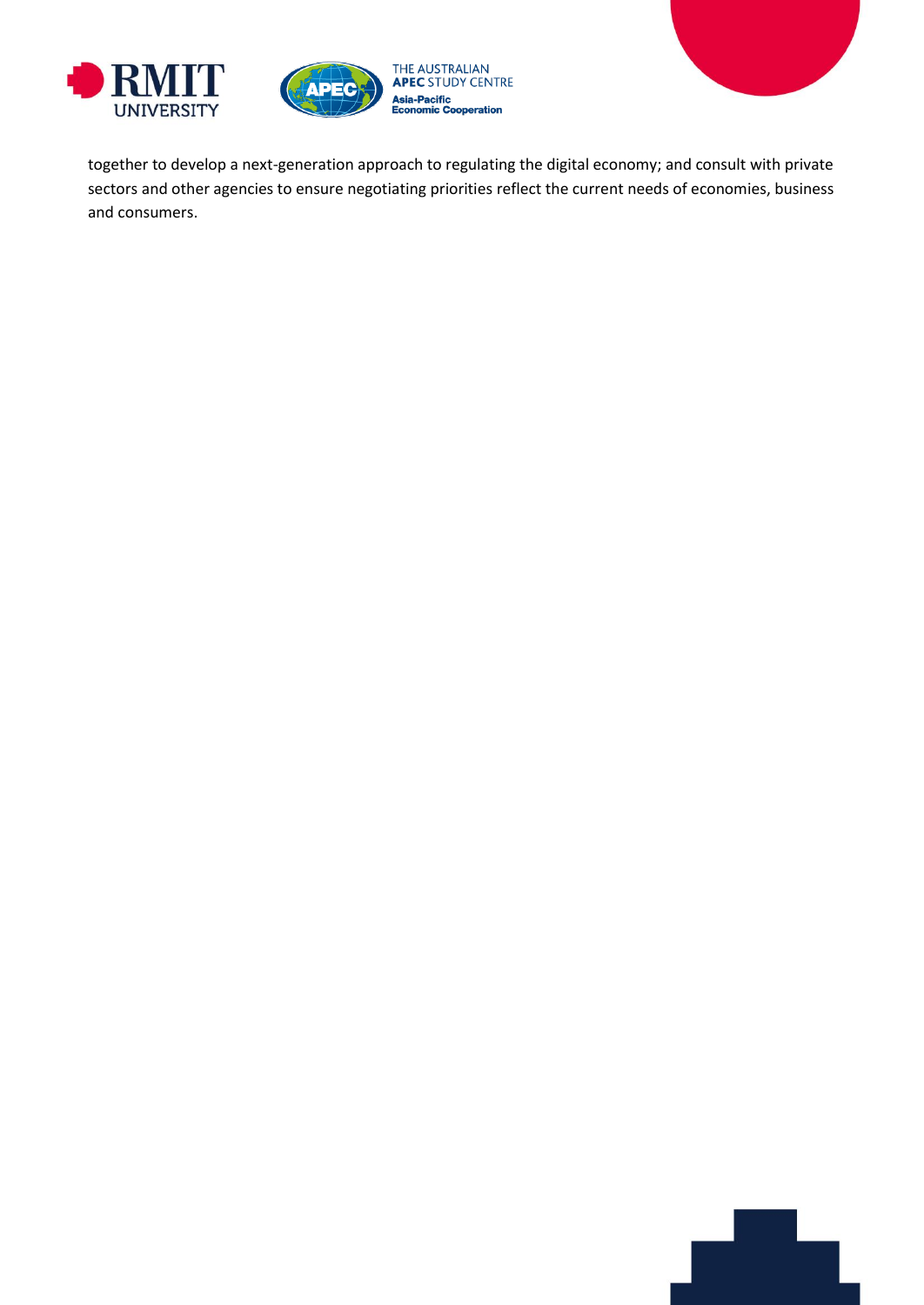together to develop a next-generation approach to regulating the digital economy; and consult with private sectors and other agencies to ensure negotiating priorities reflect the current needs of economies, business and consumers.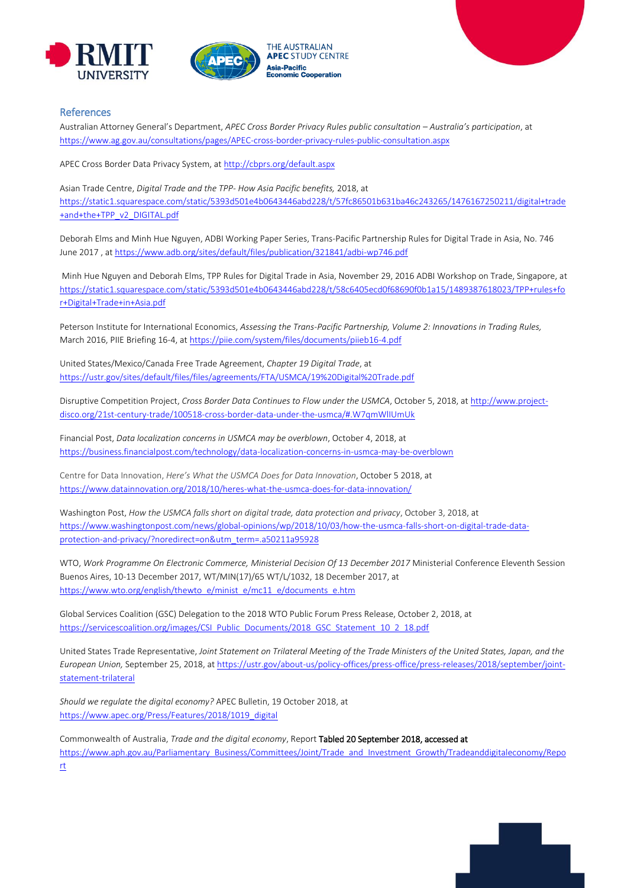## References

Australian Attorney General's Department, *APEC Cross Border Privacy Rules public consultation – Australia's participation*, at https://www.ag.gov.au/consultations/pages/APEC-cross-border-privacy-rules-public-consultation.aspx

APEC Cross Border Data Privacy System, at http://cbprs.org/default.aspx

Asian Trade Centre, *Digital Trade and the TPP- How Asia Pacific benefits,* 2018, at https://static1.squarespace.com/static/5393d501e4b0643446abd228/t/57fc86501b631ba46c243265/1476167250211/digital+trade+and+the+TPP_v2_DIGITAL.pdf

Deborah Elms and Minh Hue Nguyen, ADBI Working Paper Series, Trans-Pacific Partnership Rules for Digital Trade in Asia, No. 746 June 2017 , at https://www.adb.org/sites/default/files/publication/321841/adbi-wp746.pdf

Minh Hue Nguyen and Deborah Elms, TPP Rules for Digital Trade in Asia, November 29, 2016 ADBI Workshop on Trade, Singapore, at https://static1.squarespace.com/static/5393d501e4b0643446abd228/t/58c6405ecd0f68690f0b1a15/1489387618023/TPP+rules+for+Digital+Trade+in+Asia.pdf

Peterson Institute for International Economics, *Assessing the Trans-Pacific Partnership, Volume 2: Innovations in Trading Rules,* March 2016, PIIE Briefing 16-4, at https://piie.com/system/files/documents/piieb16-4.pdf

United States/Mexico/Canada Free Trade Agreement, *Chapter 19 Digital Trade*, at https://ustr.gov/sites/default/files/files/agreements/FTA/USMCA/19%20Digital%20Trade.pdf

Disruptive Competition Project, *Cross Border Data Continues to Flow under the USMCA*, October 5, 2018, at http://www.project-disco.org/21st-century-trade/100518-cross-border-data-under-the-usmca/#.W7qmWlIUmUk

Financial Post, *Data localization concerns in USMCA may be overblown*, October 4, 2018, at https://business.financialpost.com/technology/data-localization-concerns-in-usmca-may-be-overblown

Centre for Data Innovation, *Here's What the USMCA Does for Data Innovation*, October 5 2018, at https://www.datainnovation.org/2018/10/heres-what-the-usmca-does-for-data-innovation/

Washington Post, *How the USMCA falls short on digital trade, data protection and privacy*, October 3, 2018, at https://www.washingtonpost.com/news/global-opinions/wp/2018/10/03/how-the-usmca-falls-short-on-digital-trade-data-protection-and-privacy/?noredirect=on&utm_term=.a50211a95928

WTO, *Work Programme On Electronic Commerce, Ministerial Decision Of 13 December 2017* Ministerial Conference Eleventh Session Buenos Aires, 10-13 December 2017, WT/MIN(17)/65 WT/L/1032, 18 December 2017, at https://www.wto.org/english/thewto_e/minist_e/mc11_e/documents_e.htm

Global Services Coalition (GSC) Delegation to the 2018 WTO Public Forum Press Release, October 2, 2018, at https://servicescoalition.org/images/CSI_Public_Documents/2018_GSC_Statement_10_2_18.pdf

United States Trade Representative, *Joint Statement on Trilateral Meeting of the Trade Ministers of the United States, Japan, and the European Union,* September 25, 2018, at https://ustr.gov/about-us/policy-offices/press-office/press-releases/2018/september/joint-statement-trilateral

*Should we regulate the digital economy?* APEC Bulletin, 19 October 2018, at https://www.apec.org/Press/Features/2018/1019_digital

Commonwealth of Australia, *Trade and the digital economy*, Report Tabled 20 September 2018, accessed at https://www.aph.gov.au/Parliamentary_Business/Committees/Joint/Trade_and_Investment_Growth/Tradeanddigitaleconomy/Report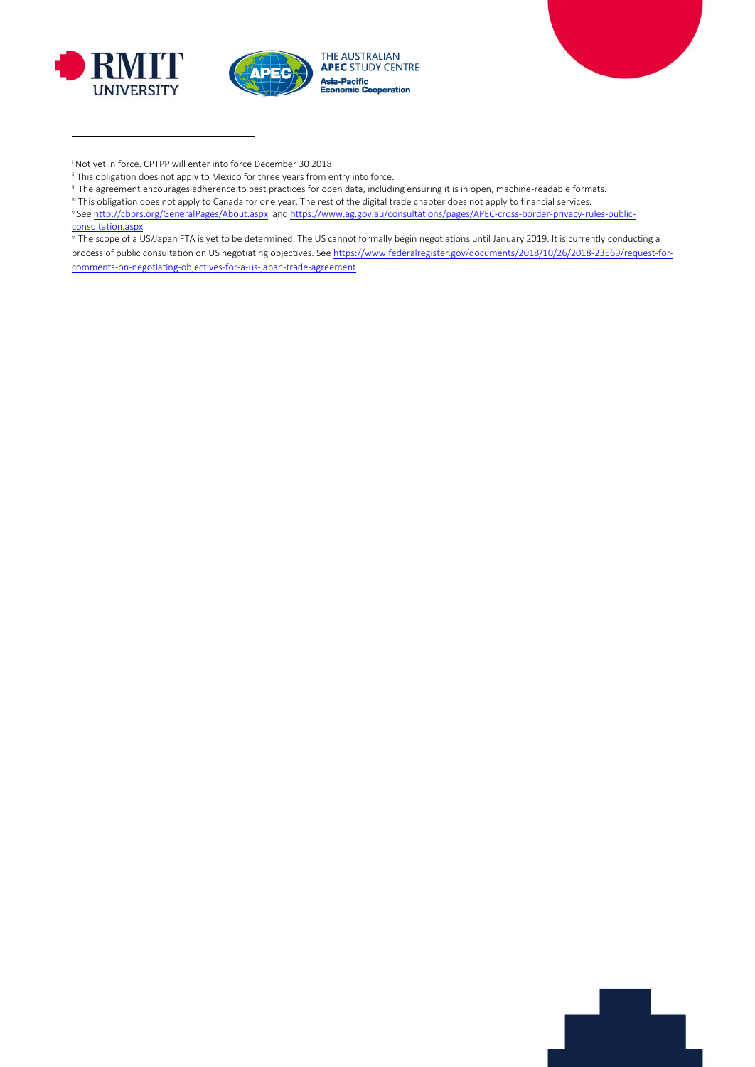[i] Not yet in force. CPTPP will enter into force December 30 2018.

[ii] This obligation does not apply to Mexico for three years from entry into force.

[iii] The agreement encourages adherence to best practices for open data, including ensuring it is in open, machine-readable formats.

[iv] This obligation does not apply to Canada for one year. The rest of the digital trade chapter does not apply to financial services.

[v] See http://cbprs.org/GeneralPages/About.aspx and https://www.ag.gov.au/consultations/pages/APEC-cross-border-privacy-rules-public-consultation.aspx

[vi] The scope of a US/Japan FTA is yet to be determined. The US cannot formally begin negotiations until January 2019. It is currently conducting a process of public consultation on US negotiating objectives. See https://www.federalregister.gov/documents/2018/10/26/2018-23569/request-for-comments-on-negotiating-objectives-for-a-us-japan-trade-agreement